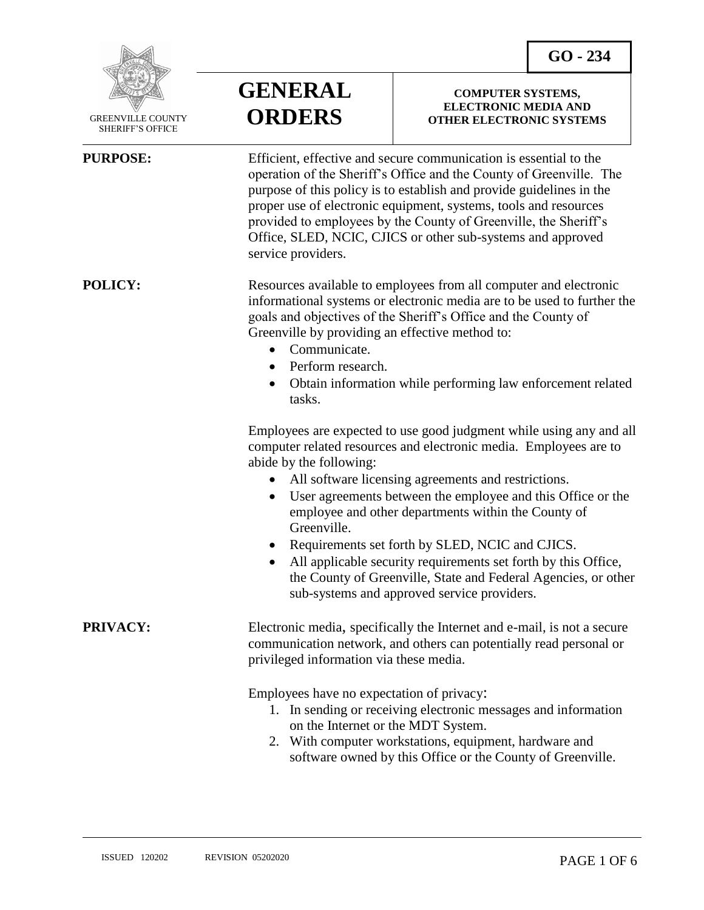GREENVILLE COUNTY SHERIFF'S OFFICE

# GENERAL ORDERS

**GO - 234**

**COMPUTER SYSTEMS, ELECTRONIC MEDIA AND OTHER ELECTRONIC SYSTEMS**

**PURPOSE:**

Efficient, effective and secure communication is essential to the operation of the Sheriff's Office and the County of Greenville. The purpose of this policy is to establish and provide guidelines in the proper use of electronic equipment, systems, tools and resources provided to employees by the County of Greenville, the Sheriff's Office, SLED, NCIC, CJICS or other sub-systems and approved service providers.

**POLICY:**

Resources available to employees from all computer and electronic informational systems or electronic media are to be used to further the goals and objectives of the Sheriff's Office and the County of Greenville by providing an effective method to:

- Communicate.
- Perform research.
- Obtain information while performing law enforcement related tasks.

Employees are expected to use good judgment while using any and all computer related resources and electronic media. Employees are to abide by the following:

- All software licensing agreements and restrictions.
- User agreements between the employee and this Office or the employee and other departments within the County of Greenville.
- Requirements set forth by SLED, NCIC and CJICS.
- All applicable security requirements set forth by this Office, the County of Greenville, State and Federal Agencies, or other sub-systems and approved service providers.

**PRIVACY:**

Electronic media, specifically the Internet and e-mail, is not a secure communication network, and others can potentially read personal or privileged information via these media.

Employees have no expectation of privacy:

1. In sending or receiving electronic messages and information on the Internet or the MDT System.
2. With computer workstations, equipment, hardware and software owned by this Office or the County of Greenville.

ISSUED 120202 REVISION 05202020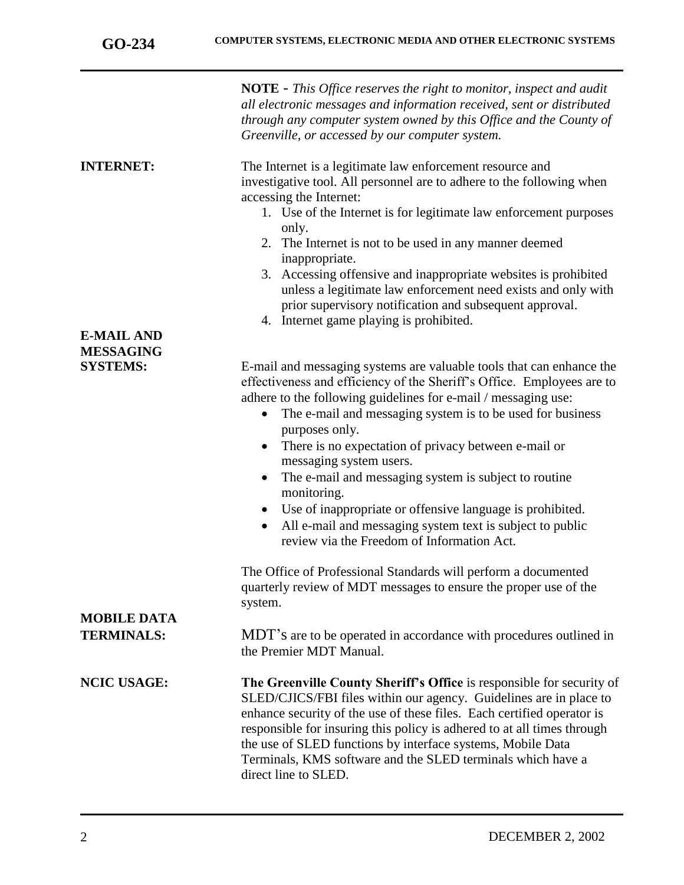**NOTE** - *This Office reserves the right to monitor, inspect and audit all electronic messages and information received, sent or distributed through any computer system owned by this Office and the County of Greenville, or accessed by our computer system.*

**INTERNET:**

The Internet is a legitimate law enforcement resource and investigative tool. All personnel are to adhere to the following when accessing the Internet:

1. Use of the Internet is for legitimate law enforcement purposes only.
2. The Internet is not to be used in any manner deemed inappropriate.
3. Accessing offensive and inappropriate websites is prohibited unless a legitimate law enforcement need exists and only with prior supervisory notification and subsequent approval.
4. Internet game playing is prohibited.

**E-MAIL AND MESSAGING SYSTEMS:**

E-mail and messaging systems are valuable tools that can enhance the effectiveness and efficiency of the Sheriff's Office. Employees are to adhere to the following guidelines for e-mail / messaging use:

- The e-mail and messaging system is to be used for business purposes only.
- There is no expectation of privacy between e-mail or messaging system users.
- The e-mail and messaging system is subject to routine monitoring.
- Use of inappropriate or offensive language is prohibited.
- All e-mail and messaging system text is subject to public review via the Freedom of Information Act.

The Office of Professional Standards will perform a documented quarterly review of MDT messages to ensure the proper use of the system.

**MOBILE DATA TERMINALS:**

MDT's are to be operated in accordance with procedures outlined in the Premier MDT Manual.

**NCIC USAGE:**

**The Greenville County Sheriff's Office** is responsible for security of SLED/CJICS/FBI files within our agency. Guidelines are in place to enhance security of the use of these files. Each certified operator is responsible for insuring this policy is adhered to at all times through the use of SLED functions by interface systems, Mobile Data Terminals, KMS software and the SLED terminals which have a direct line to SLED.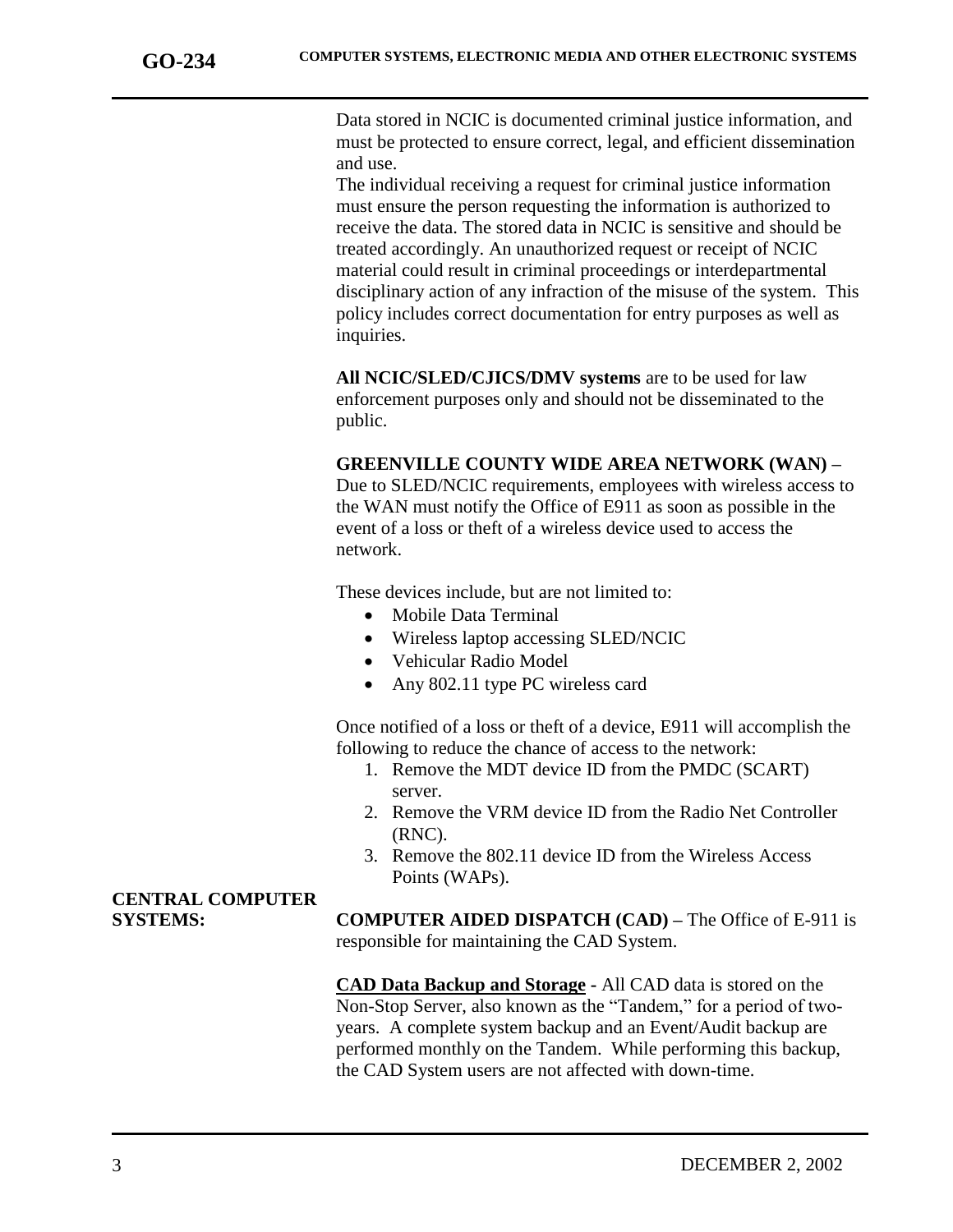Data stored in NCIC is documented criminal justice information, and must be protected to ensure correct, legal, and efficient dissemination and use.

The individual receiving a request for criminal justice information must ensure the person requesting the information is authorized to receive the data. The stored data in NCIC is sensitive and should be treated accordingly. An unauthorized request or receipt of NCIC material could result in criminal proceedings or interdepartmental disciplinary action of any infraction of the misuse of the system. This policy includes correct documentation for entry purposes as well as inquiries.

**All NCIC/SLED/CJICS/DMV systems** are to be used for law enforcement purposes only and should not be disseminated to the public.

**GREENVILLE COUNTY WIDE AREA NETWORK (WAN) –** Due to SLED/NCIC requirements, employees with wireless access to the WAN must notify the Office of E911 as soon as possible in the event of a loss or theft of a wireless device used to access the network.

These devices include, but are not limited to:

- Mobile Data Terminal
- Wireless laptop accessing SLED/NCIC
- Vehicular Radio Model
- Any 802.11 type PC wireless card

Once notified of a loss or theft of a device, E911 will accomplish the following to reduce the chance of access to the network:

1. Remove the MDT device ID from the PMDC (SCART) server.
2. Remove the VRM device ID from the Radio Net Controller (RNC).
3. Remove the 802.11 device ID from the Wireless Access Points (WAPs).

## CENTRAL COMPUTER SYSTEMS:

**COMPUTER AIDED DISPATCH (CAD) –** The Office of E-911 is responsible for maintaining the CAD System.

**CAD Data Backup and Storage -** All CAD data is stored on the Non-Stop Server, also known as the "Tandem," for a period of two-years. A complete system backup and an Event/Audit backup are performed monthly on the Tandem. While performing this backup, the CAD System users are not affected with down-time.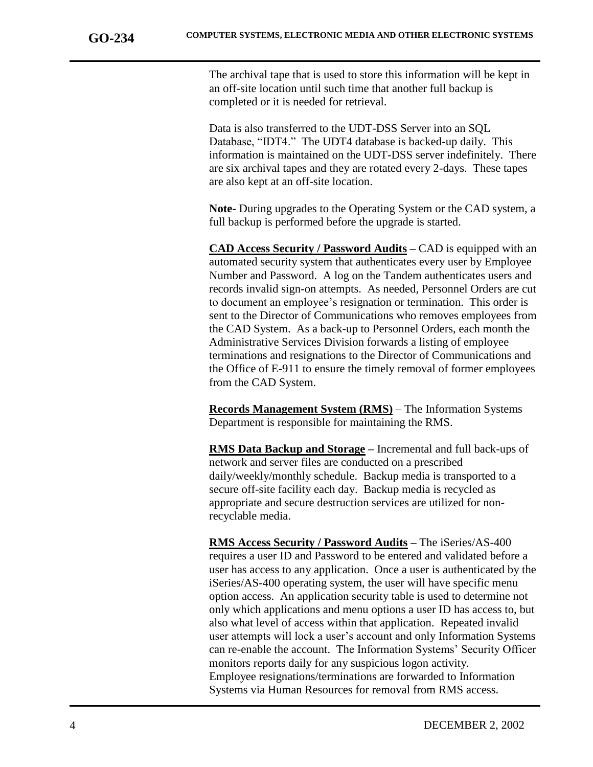The archival tape that is used to store this information will be kept in an off-site location until such time that another full backup is completed or it is needed for retrieval.

Data is also transferred to the UDT-DSS Server into an SQL Database, "IDT4." The UDT4 database is backed-up daily. This information is maintained on the UDT-DSS server indefinitely. There are six archival tapes and they are rotated every 2-days. These tapes are also kept at an off-site location.

**Note-** During upgrades to the Operating System or the CAD system, a full backup is performed before the upgrade is started.

**CAD Access Security / Password Audits –** CAD is equipped with an automated security system that authenticates every user by Employee Number and Password. A log on the Tandem authenticates users and records invalid sign-on attempts. As needed, Personnel Orders are cut to document an employee's resignation or termination. This order is sent to the Director of Communications who removes employees from the CAD System. As a back-up to Personnel Orders, each month the Administrative Services Division forwards a listing of employee terminations and resignations to the Director of Communications and the Office of E-911 to ensure the timely removal of former employees from the CAD System.

**Records Management System (RMS)** – The Information Systems Department is responsible for maintaining the RMS.

**RMS Data Backup and Storage –** Incremental and full back-ups of network and server files are conducted on a prescribed daily/weekly/monthly schedule. Backup media is transported to a secure off-site facility each day. Backup media is recycled as appropriate and secure destruction services are utilized for non-recyclable media.

**RMS Access Security / Password Audits –** The iSeries/AS-400 requires a user ID and Password to be entered and validated before a user has access to any application. Once a user is authenticated by the iSeries/AS-400 operating system, the user will have specific menu option access. An application security table is used to determine not only which applications and menu options a user ID has access to, but also what level of access within that application. Repeated invalid user attempts will lock a user's account and only Information Systems can re-enable the account. The Information Systems' Security Officer monitors reports daily for any suspicious logon activity. Employee resignations/terminations are forwarded to Information Systems via Human Resources for removal from RMS access.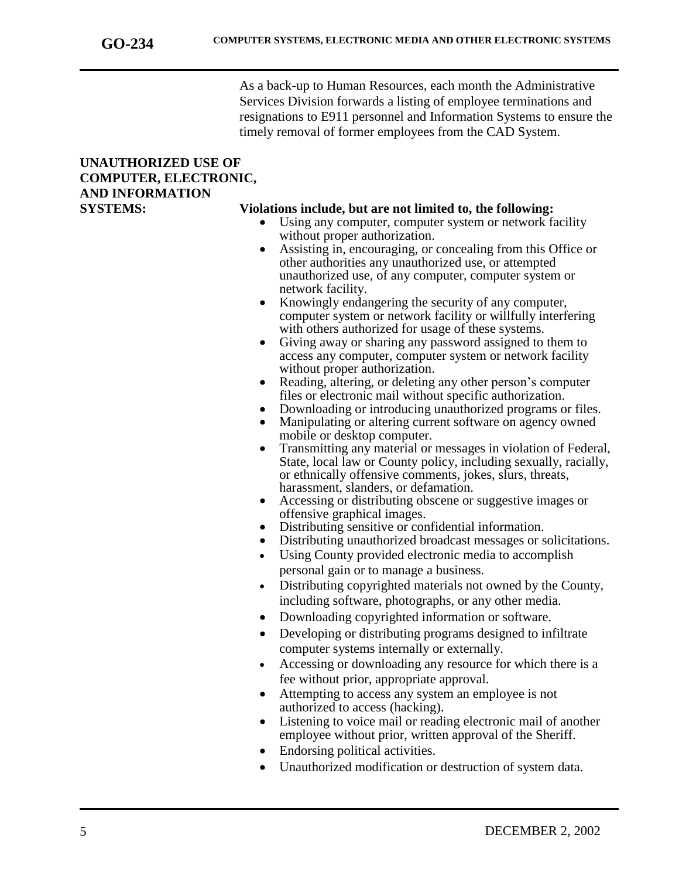As a back-up to Human Resources, each month the Administrative Services Division forwards a listing of employee terminations and resignations to E911 personnel and Information Systems to ensure the timely removal of former employees from the CAD System.

## UNAUTHORIZED USE OF COMPUTER, ELECTRONIC, AND INFORMATION SYSTEMS:

**Violations include, but are not limited to, the following:**

- Using any computer, computer system or network facility without proper authorization.
- Assisting in, encouraging, or concealing from this Office or other authorities any unauthorized use, or attempted unauthorized use, of any computer, computer system or network facility.
- Knowingly endangering the security of any computer, computer system or network facility or willfully interfering with others authorized for usage of these systems.
- Giving away or sharing any password assigned to them to access any computer, computer system or network facility without proper authorization.
- Reading, altering, or deleting any other person's computer files or electronic mail without specific authorization.
- Downloading or introducing unauthorized programs or files.
- Manipulating or altering current software on agency owned mobile or desktop computer.
- Transmitting any material or messages in violation of Federal, State, local law or County policy, including sexually, racially, or ethnically offensive comments, jokes, slurs, threats, harassment, slanders, or defamation.
- Accessing or distributing obscene or suggestive images or offensive graphical images.
- Distributing sensitive or confidential information.
- Distributing unauthorized broadcast messages or solicitations.
- Using County provided electronic media to accomplish personal gain or to manage a business.
- Distributing copyrighted materials not owned by the County, including software, photographs, or any other media.
- Downloading copyrighted information or software.
- Developing or distributing programs designed to infiltrate computer systems internally or externally.
- Accessing or downloading any resource for which there is a fee without prior, appropriate approval.
- Attempting to access any system an employee is not authorized to access (hacking).
- Listening to voice mail or reading electronic mail of another employee without prior, written approval of the Sheriff.
- Endorsing political activities.
- Unauthorized modification or destruction of system data.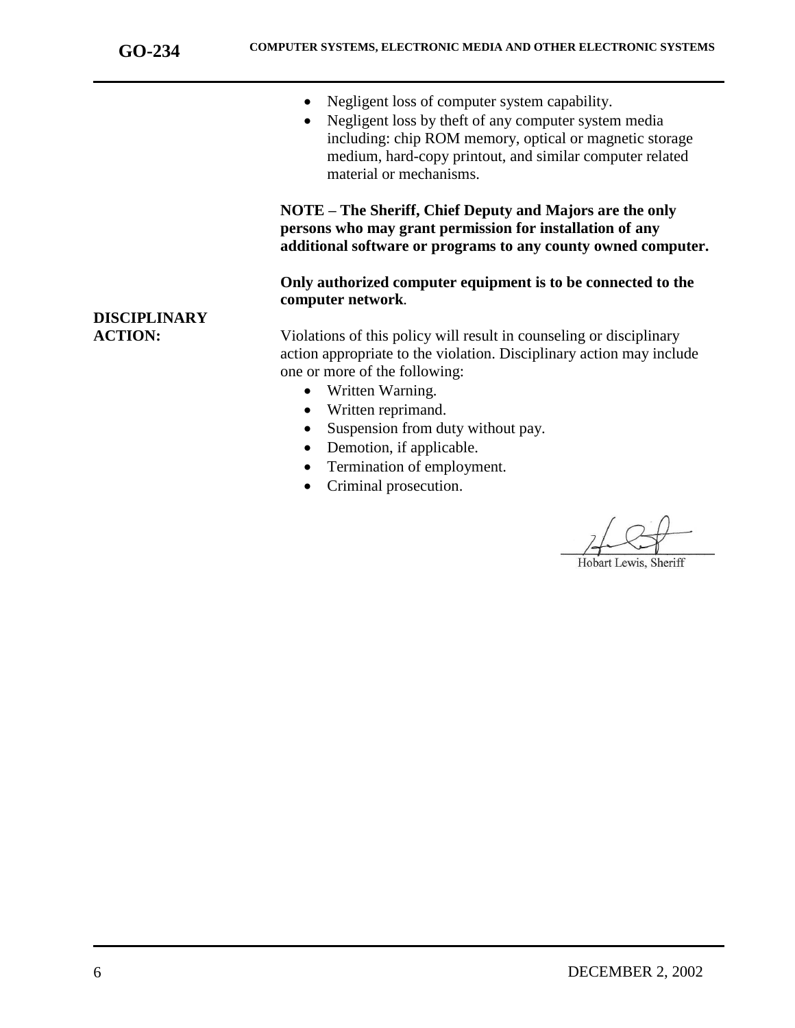- Negligent loss of computer system capability.
- Negligent loss by theft of any computer system media including: chip ROM memory, optical or magnetic storage medium, hard-copy printout, and similar computer related material or mechanisms.

**NOTE – The Sheriff, Chief Deputy and Majors are the only persons who may grant permission for installation of any additional software or programs to any county owned computer.**

**Only authorized computer equipment is to be connected to the computer network**.

**DISCIPLINARY ACTION:**

Violations of this policy will result in counseling or disciplinary action appropriate to the violation. Disciplinary action may include one or more of the following:

- Written Warning.
- Written reprimand.
- Suspension from duty without pay.
- Demotion, if applicable.
- Termination of employment.
- Criminal prosecution.

Hobart Lewis, Sheriff

DECEMBER 2, 2002